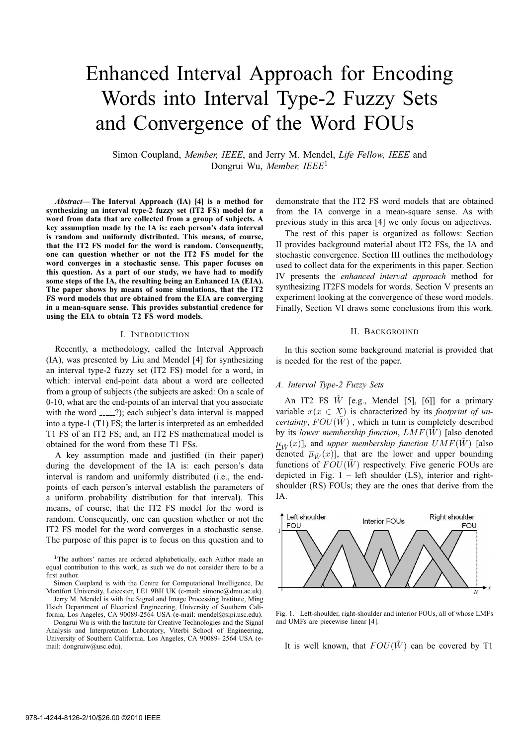# Enhanced Interval Approach for Encoding Words into Interval Type-2 Fuzzy Sets and Convergence of the Word FOUs

Simon Coupland, *Member, IEEE*, and Jerry M. Mendel, *Life Fellow, IEEE* and Dongrui Wu, *Member, IEEE*[1]

***Abstract*— The Interval Approach (IA) [4] is a method for synthesizing an interval type-2 fuzzy set (IT2 FS) model for a word from data that are collected from a group of subjects. A key assumption made by the IA is: each person's data interval is random and uniformly distributed. This means, of course, that the IT2 FS model for the word is random. Consequently, one can question whether or not the IT2 FS model for the word converges in a stochastic sense. This paper focuses on this question. As a part of our study, we have had to modify some steps of the IA, the resulting being an Enhanced IA (EIA). The paper shows by means of some simulations, that the IT2 FS word models that are obtained from the EIA are converging in a mean-square sense. This provides substantial credence for using the EIA to obtain T2 FS word models.**

## I. Introduction

Recently, a methodology, called the Interval Approach (IA), was presented by Liu and Mendel [4] for synthesizing an interval type-2 fuzzy set (IT2 FS) model for a word, in which: interval end-point data about a word are collected from a group of subjects (the subjects are asked: On a scale of 0-10, what are the end-points of an interval that you associate with the word _____?); each subject's data interval is mapped into a type-1 (T1) FS; the latter is interpreted as an embedded T1 FS of an IT2 FS; and, an IT2 FS mathematical model is obtained for the word from these T1 FSs.

A key assumption made and justified (in their paper) during the development of the IA is: each person's data interval is random and uniformly distributed (i.e., the end-points of each person's interval establish the parameters of a uniform probability distribution for that interval). This means, of course, that the IT2 FS model for the word is random. Consequently, one can question whether or not the IT2 FS model for the word converges in a stochastic sense. The purpose of this paper is to focus on this question and to demonstrate that the IT2 FS word models that are obtained from the IA converge in a mean-square sense. As with previous study in this area [4] we only focus on adjectives.

The rest of this paper is organized as follows: Section II provides background material about IT2 FSs, the IA and stochastic convergence. Section III outlines the methodology used to collect data for the experiments in this paper. Section IV presents the *enhanced interval approach* method for synthesizing IT2FS models for words. Section V presents an experiment looking at the convergence of these word models. Finally, Section VI draws some conclusions from this work.

[1]The authors' names are ordered alphabetically, each Author made an equal contribution to this work, as such we do not consider there to be a first author.

Simon Coupland is with the Centre for Computational Intelligence, De Montfort University, Leicester, LE1 9BH UK (e-mail: simonc@dmu.ac.uk).

Jerry M. Mendel is with the Signal and Image Processing Institute, Ming Hsieh Department of Electrical Engineering, University of Southern California, Los Angeles, CA 90089-2564 USA (e-mail: mendel@sipi.usc.edu).

Dongrui Wu is with the Institute for Creative Technologies and the Signal Analysis and Interpretation Laboratory, Viterbi School of Engineering, University of Southern California, Los Angeles, CA 90089- 2564 USA (e-mail: dongruiw@usc.edu).

## II. Background

In this section some background material is provided that is needed for the rest of the paper.

### A. Interval Type-2 Fuzzy Sets

An IT2 FS $\tilde{W}$ [e.g., Mendel [5], [6]] for a primary variable $x (x \in X)$ is characterized by its *footprint of uncertainty*, $FOU(\tilde{W})$ , which in turn is completely described by its *lower membership function*, $LMF(\tilde{W})$ [also denoted $\underline{\mu}_{\tilde{W}}(x)$], and *upper membership function* $UMF(\tilde{W})$ [also denoted $\overline{\mu}_{\tilde{W}}(x)$], that are the lower and upper bounding functions of $FOU(\tilde{W})$ respectively. Five generic FOUs are depicted in Fig. 1 – left shoulder (LS), interior and right-shoulder (RS) FOUs; they are the ones that derive from the IA.

Fig. 1. Left-shoulder, right-shoulder and interior FOUs, all of whose LMFs and UMFs are piecewise linear [4].

It is well known, that $FOU(\tilde{W})$ can be covered by T1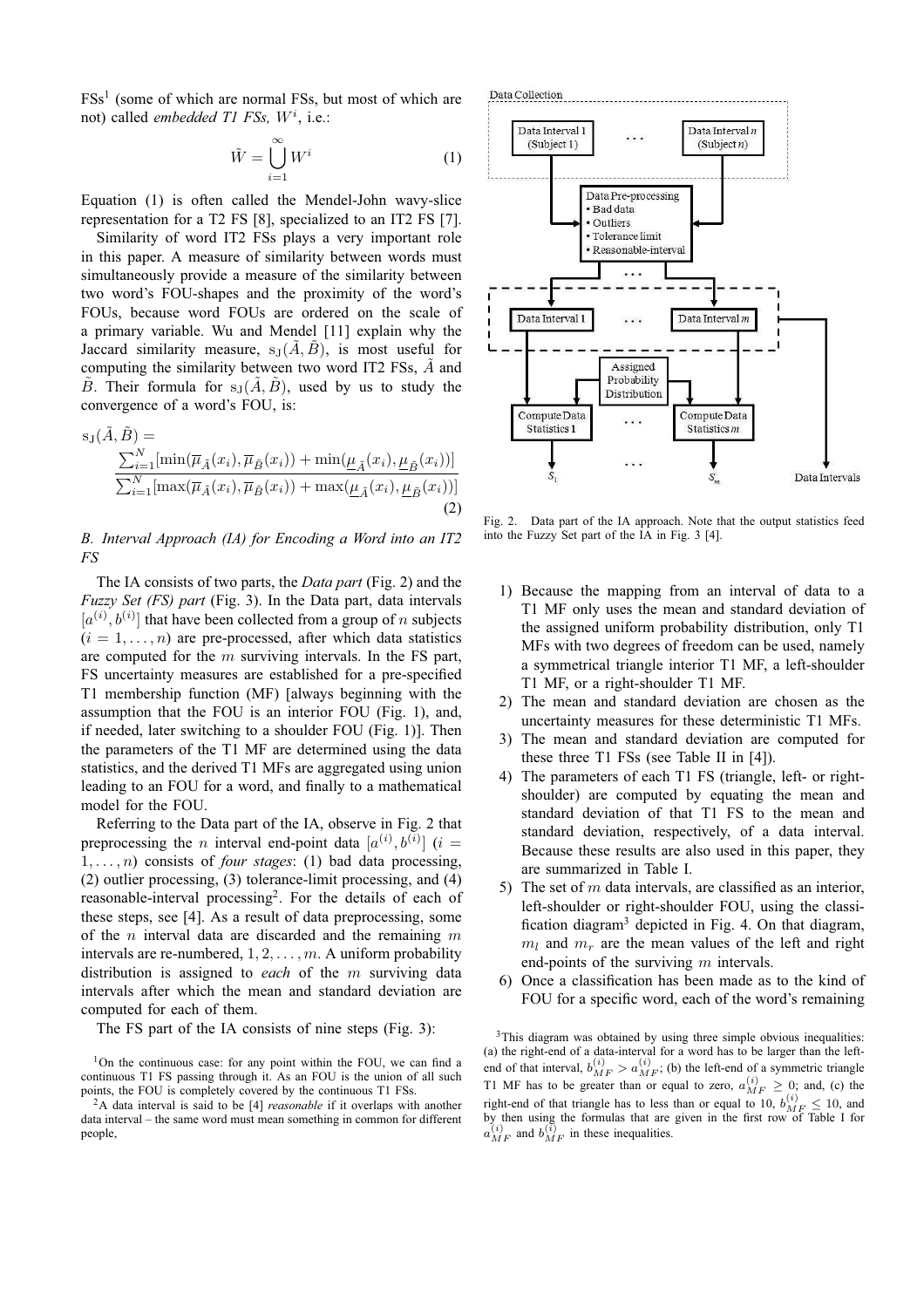FSs[1] (some of which are normal FSs, but most of which are not) called *embedded T1 FSs*, $W^i$, i.e.:

$$\tilde{W} = \bigcup_{i=1}^{\infty} W^i \tag{1}$$

Equation (1) is often called the Mendel-John wavy-slice representation for a T2 FS [8], specialized to an IT2 FS [7].

Similarity of word IT2 FSs plays a very important role in this paper. A measure of similarity between words must simultaneously provide a measure of the similarity between two word's FOU-shapes and the proximity of the word's FOUs, because word FOUs are ordered on the scale of a primary variable. Wu and Mendel [11] explain why the Jaccard similarity measure, $s_J(\tilde{A}, \tilde{B})$, is most useful for computing the similarity between two word IT2 FSs, $\tilde{A}$ and $\tilde{B}$. Their formula for $s_J(\tilde{A}, \tilde{B})$, used by us to study the convergence of a word's FOU, is:

$$s_J(\tilde{A}, \tilde{B}) = \frac{\sum_{i=1}^{N}[\min(\overline{\mu}_{\tilde{A}}(x_i), \overline{\mu}_{\tilde{B}}(x_i)) + \min(\underline{\mu}_{\tilde{A}}(x_i), \underline{\mu}_{\tilde{B}}(x_i))]}{\sum_{i=1}^{N}[\max(\overline{\mu}_{\tilde{A}}(x_i), \overline{\mu}_{\tilde{B}}(x_i)) + \max(\underline{\mu}_{\tilde{A}}(x_i), \underline{\mu}_{\tilde{B}}(x_i))]} \tag{2}$$

### B. Interval Approach (IA) for Encoding a Word into an IT2 FS

The IA consists of two parts, the *Data part* (Fig. 2) and the *Fuzzy Set (FS) part* (Fig. 3). In the Data part, data intervals $[a^{(i)}, b^{(i)}]$ that have been collected from a group of $n$ subjects $(i = 1, \ldots, n)$ are pre-processed, after which data statistics are computed for the $m$ surviving intervals. In the FS part, FS uncertainty measures are established for a pre-specified T1 membership function (MF) [always beginning with the assumption that the FOU is an interior FOU (Fig. 1), and, if needed, later switching to a shoulder FOU (Fig. 1)]. Then the parameters of the T1 MF are determined using the data statistics, and the derived T1 MFs are aggregated using union leading to an FOU for a word, and finally to a mathematical model for the FOU.

Referring to the Data part of the IA, observe in Fig. 2 that preprocessing the $n$ interval end-point data $[a^{(i)}, b^{(i)}]$ $(i = 1, \ldots, n)$ consists of *four stages*: (1) bad data processing, (2) outlier processing, (3) tolerance-limit processing, and (4) reasonable-interval processing[2]. For the details of each of these steps, see [4]. As a result of data preprocessing, some of the $n$ interval data are discarded and the remaining $m$ intervals are re-numbered, $1, 2, \ldots, m$. A uniform probability distribution is assigned to *each* of the $m$ surviving data intervals after which the mean and standard deviation are computed for each of them.

The FS part of the IA consists of nine steps (Fig. 3):

[1]On the continuous case: for any point within the FOU, we can find a continuous T1 FS passing through it. As an FOU is the union of all such points, the FOU is completely covered by the continuous T1 FSs.

[2]A data interval is said to be [4] *reasonable* if it overlaps with another data interval – the same word must mean something in common for different people,

Data Collection: Data Interval 1 (Subject 1) … Data Interval $n$ (Subject $n$) → Data Pre-processing (• Bad data • Outliers • Tolerance limit • Reasonable-interval) → Data Interval 1 … Data Interval $m$ → Assigned Probability Distribution → Compute Data Statistics 1 … Compute Data Statistics $m$ → $S_1$ … $S_m$; Data Intervals

Fig. 2. Data part of the IA approach. Note that the output statistics feed into the Fuzzy Set part of the IA in Fig. 3 [4].

1) Because the mapping from an interval of data to a T1 MF only uses the mean and standard deviation of the assigned uniform probability distribution, only T1 MFs with two degrees of freedom can be used, namely a symmetrical triangle interior T1 MF, a left-shoulder T1 MF, or a right-shoulder T1 MF.
2) The mean and standard deviation are chosen as the uncertainty measures for these deterministic T1 MFs.
3) The mean and standard deviation are computed for these three T1 FSs (see Table II in [4]).
4) The parameters of each T1 FS (triangle, left- or right-shoulder) are computed by equating the mean and standard deviation of that T1 FS to the mean and standard deviation, respectively, of a data interval. Because these results are also used in this paper, they are summarized in Table I.
5) The set of $m$ data intervals, are classified as an interior, left-shoulder or right-shoulder FOU, using the classification diagram[3] depicted in Fig. 4. On that diagram, $m_l$ and $m_r$ are the mean values of the left and right end-points of the surviving $m$ intervals.
6) Once a classification has been made as to the kind of FOU for a specific word, each of the word's remaining

[3]This diagram was obtained by using three simple obvious inequalities: (a) the right-end of a data-interval for a word has to be larger than the left-end of that interval, $b_{MF}^{(i)} > a_{MF}^{(i)}$; (b) the left-end of a symmetric triangle T1 MF has to be greater than or equal to zero, $a_{MF}^{(i)} \geq 0$; and, (c) the right-end of that triangle has to less than or equal to 10, $b_{MF}^{(i)} \leq 10$, and by then using the formulas that are given in the first row of Table I for $a_{MF}^{(i)}$ and $b_{MF}^{(i)}$ in these inequalities.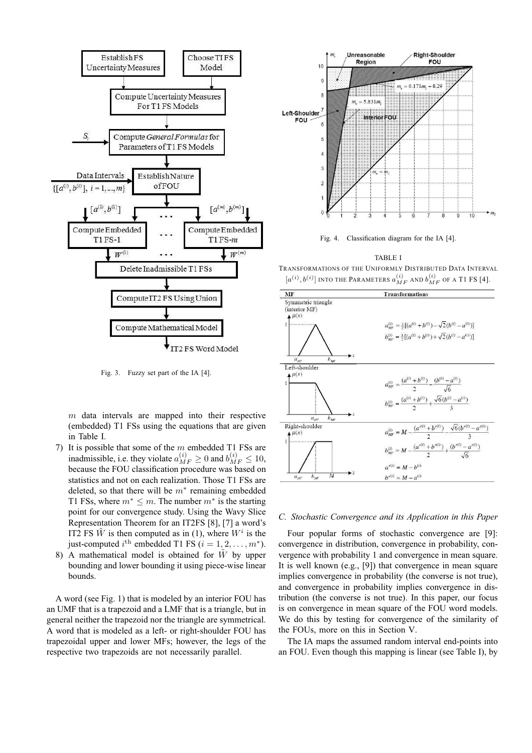Fig. 3. Fuzzy set part of the IA [4].

$m$ data intervals are mapped into their respective (embedded) T1 FSs using the equations that are given in Table I.

7) It is possible that some of the $m$ embedded T1 FSs are inadmissible, i.e. they violate $a_{MF}^{(i)} \geq 0$ and $b_{MF}^{(i)} \leq 10$, because the FOU classification procedure was based on statistics and not on each realization. Those T1 FSs are deleted, so that there will be $m^*$ remaining embedded T1 FSs, where $m^* \leq m$. The number $m^*$ is the starting point for our convergence study. Using the Wavy Slice Representation Theorem for an IT2FS [8], [7] a word's IT2 FS $\tilde{W}$ is then computed as in (1), where $W^i$ is the just-computed $i^{\text{th}}$ embedded T1 FS ($i = 1, 2, \ldots, m^*$).
8) A mathematical model is obtained for $\tilde{W}$ by upper bounding and lower bounding it using piece-wise linear bounds.

A word (see Fig. 1) that is modeled by an interior FOU has an UMF that is a trapezoid and a LMF that is a triangle, but in general neither the trapezoid nor the triangle are symmetrical. A word that is modeled as a left- or right-shoulder FOU has trapezoidal upper and lower MFs; however, the legs of the respective two trapezoids are not necessarily parallel.

Fig. 4. Classification diagram for the IA [4].

TABLE I
TRANSFORMATIONS OF THE UNIFORMLY DISTRIBUTED DATA INTERVAL $[a^{(i)}, b^{(i)}]$ INTO THE PARAMETERS $a_{MF}^{(i)}$ AND $b_{MF}^{(i)}$ OF A T1 FS [4].

| MF | Transformations |
|---|---|
| Symmetric triangle (interior MF) | $a_{MF}^{(i)} = \frac{1}{2}[(a^{(i)} + b^{(i)}) - \sqrt{2}(b^{(i)} - a^{(i)})]$<br>$b_{MF}^{(i)} = \frac{1}{2}[(a^{(i)} + b^{(i)}) + \sqrt{2}(b^{(i)} - a^{(i)})]$ |
| Left-shoulder | $a_{MF}^{(i)} = \frac{(a^{(i)} + b^{(i)})}{2} - \frac{(b^{(i)} - a^{(i)})}{\sqrt{6}}$<br>$b_{MF}^{(i)} = \frac{(a^{(i)} + b^{(i)})}{2} + \frac{\sqrt{6}(b^{(i)} - a^{(i)})}{3}$ |
| Right-shoulder | $a_{MF}^{(i)} = M - \frac{(a'^{(i)} + b'^{(i)})}{2} - \frac{\sqrt{6}(b'^{(i)} - a'^{(i)})}{3}$<br>$b_{MF}^{(i)} = M - \frac{(a'^{(i)} + b'^{(i)})}{2} + \frac{(b'^{(i)} - a'^{(i)})}{\sqrt{6}}$<br>$a'^{(i)} = M - b^{(i)}$<br>$b'^{(i)} = M - a^{(i)}$ |

### C. Stochastic Convergence and its Application in this Paper

Four popular forms of stochastic convergence are [9]: convergence in distribution, convergence in probability, convergence with probability 1 and convergence in mean square. It is well known (e.g., [9]) that convergence in mean square implies convergence in probability (the converse is not true), and convergence in probability implies convergence in distribution (the converse is not true). In this paper, our focus is on convergence in mean square of the FOU word models. We do this by testing for convergence of the similarity of the FOUs, more on this in Section V.

The IA maps the assumed random interval end-points into an FOU. Even though this mapping is linear (see Table I), by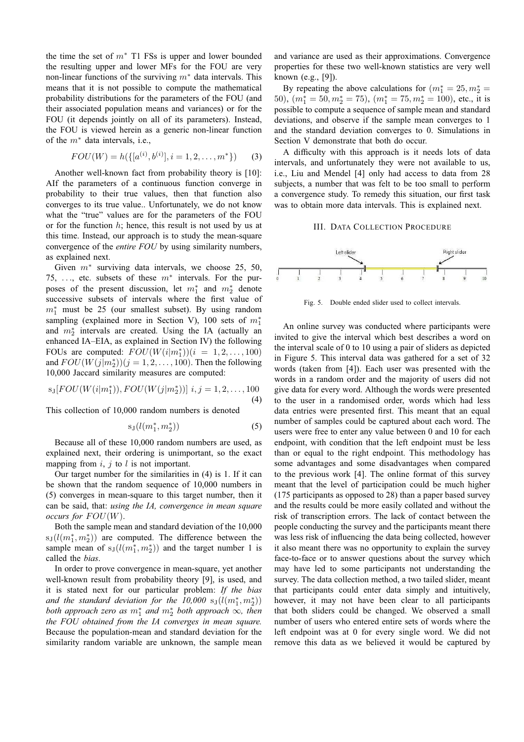the time the set of $m^*$ T1 FSs is upper and lower bounded the resulting upper and lower MFs for the FOU are very non-linear functions of the surviving $m^*$ data intervals. This means that it is not possible to compute the mathematical probability distributions for the parameters of the FOU (and their associated population means and variances) or for the FOU (it depends jointly on all of its parameters). Instead, the FOU is viewed herein as a generic non-linear function of the $m^*$ data intervals, i.e.,

$$FOU(W) = h(\{[a^{(i)}, b^{(i)}], i = 1, 2, \ldots, m^*\}) \quad (3)$$

Another well-known fact from probability theory is [10]: AIf the parameters of a continuous function converge in probability to their true values, then that function also converges to its true value.. Unfortunately, we do not know what the "true" values are for the parameters of the FOU or for the function $h$; hence, this result is not used by us at this time. Instead, our approach is to study the mean-square convergence of the *entire FOU* by using similarity numbers, as explained next.

Given $m^*$ surviving data intervals, we choose 25, 50, 75, ..., etc. subsets of these $m^*$ intervals. For the purposes of the present discussion, let $m_1^*$ and $m_2^*$ denote successive subsets of intervals where the first value of $m_1^*$ must be 25 (our smallest subset). By using random sampling (explained more in Section V), 100 sets of $m_1^*$ and $m_2^*$ intervals are created. Using the IA (actually an enhanced IA–EIA, as explained in Section IV) the following FOUs are computed: $FOU(W(i|m_1^*))(i = 1, 2, \ldots, 100)$ and $FOU(W(j|m_2^*))(j = 1, 2, \ldots, 100)$. Then the following 10,000 Jaccard similarity measures are computed:

$$\mathrm{s_J}[FOU(W(i|m_1^*)), FOU(W(j|m_2^*))] \ i, j = 1, 2, \ldots, 100 \quad (4)$$

This collection of 10,000 random numbers is denoted

$$\mathrm{s_J}(l(m_1^*, m_2^*)) \quad (5)$$

Because all of these 10,000 random numbers are used, as explained next, their ordering is unimportant, so the exact mapping from $i$, $j$ to $l$ is not important.

Our target number for the similarities in (4) is 1. If it can be shown that the random sequence of 10,000 numbers in (5) converges in mean-square to this target number, then it can be said, that: *using the IA, convergence in mean square occurs for $FOU(W)$.*

Both the sample mean and standard deviation of the 10,000 $\mathrm{s_J}(l(m_1^*, m_2^*))$ are computed. The difference between the sample mean of $\mathrm{s_J}(l(m_1^*, m_2^*))$ and the target number 1 is called the *bias*.

In order to prove convergence in mean-square, yet another well-known result from probability theory [9], is used, and it is stated next for our particular problem: *If the bias and the standard deviation for the 10,000 $\mathrm{s_J}(l(m_1^*, m_2^*))$ both approach zero as $m_1^*$ and $m_2^*$ both approach $\infty$, then the FOU obtained from the IA converges in mean square.* Because the population-mean and standard deviation for the similarity random variable are unknown, the sample mean and variance are used as their approximations. Convergence properties for these two well-known statistics are very well known (e.g., [9]).

By repeating the above calculations for $(m_1^* = 25, m_2^* = 50)$, $(m_1^* = 50, m_2^* = 75)$, $(m_1^* = 75, m_2^* = 100)$, etc., it is possible to compute a sequence of sample mean and standard deviations, and observe if the sample mean converges to 1 and the standard deviation converges to 0. Simulations in Section V demonstrate that both do occur.

A difficulty with this approach is it needs lots of data intervals, and unfortunately they were not available to us, i.e., Liu and Mendel [4] only had access to data from 28 subjects, a number that was felt to be too small to perform a convergence study. To remedy this situation, our first task was to obtain more data intervals. This is explained next.

## III. Data Collection Procedure

Fig. 5. Double ended slider used to collect intervals.

An online survey was conducted where participants were invited to give the interval which best describes a word on the interval scale of 0 to 10 using a pair of sliders as depicted in Figure 5. This interval data was gathered for a set of 32 words (taken from [4]). Each user was presented with the words in a random order and the majority of users did not give data for every word. Although the words were presented to the user in a randomised order, words which had less data entries were presented first. This meant that an equal number of samples could be captured about each word. The users were free to enter any value between 0 and 10 for each endpoint, with condition that the left endpoint must be less than or equal to the right endpoint. This methodology has some advantages and some disadvantages when compared to the previous work [4]. The online format of this survey meant that the level of participation could be much higher (175 participants as opposed to 28) than a paper based survey and the results could be more easily collated and without the risk of transcription errors. The lack of contact between the people conducting the survey and the participants meant there was less risk of influencing the data being collected, however it also meant there was no opportunity to explain the survey face-to-face or to answer questions about the survey which may have led to some participants not understanding the survey. The data collection method, a two tailed slider, meant that participants could enter data simply and intuitively, however, it may not have been clear to all participants that both sliders could be changed. We observed a small number of users who entered entire sets of words where the left endpoint was at 0 for every single word. We did not remove this data as we believed it would be captured by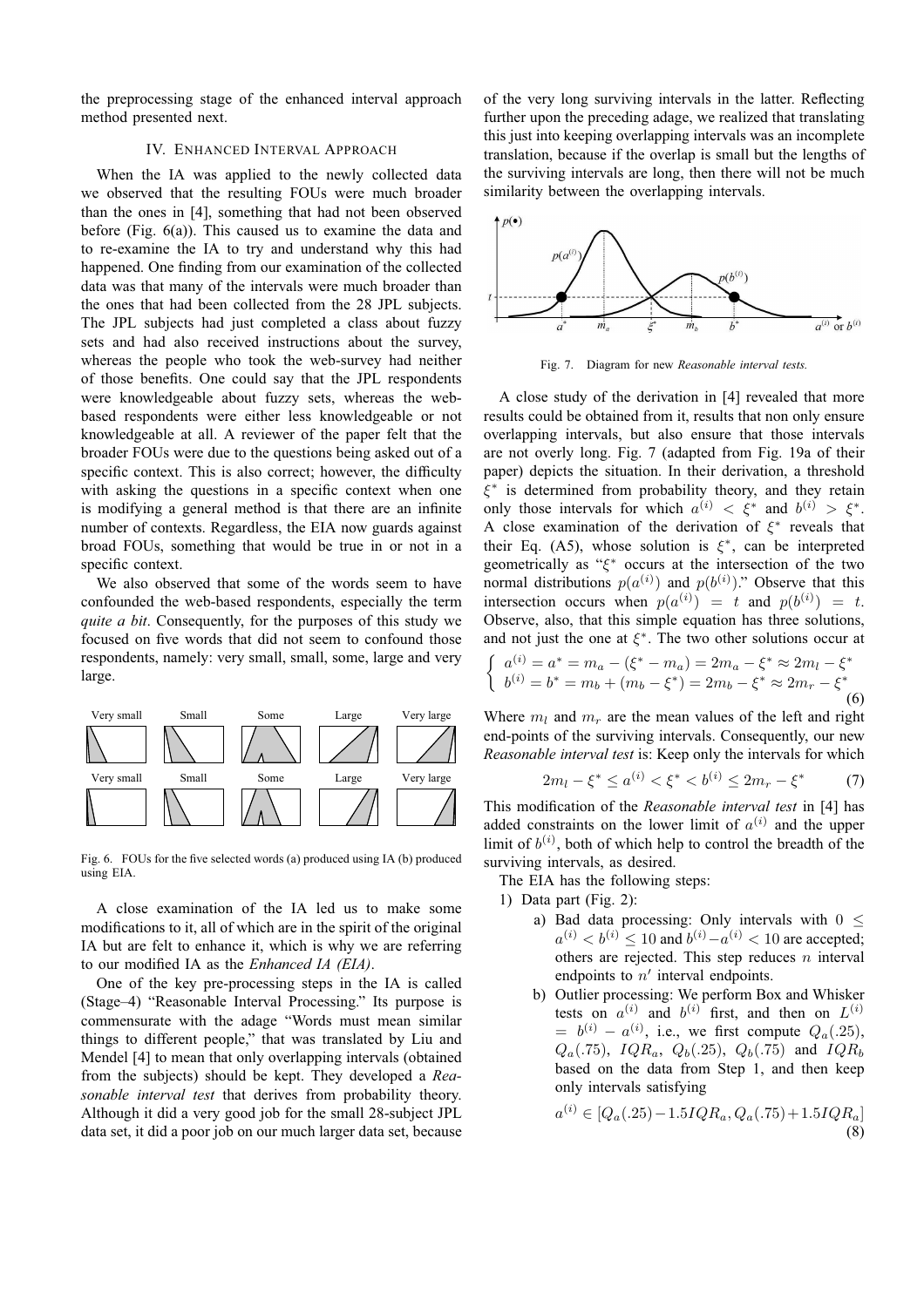the preprocessing stage of the enhanced interval approach method presented next.

## IV. Enhanced Interval Approach

When the IA was applied to the newly collected data we observed that the resulting FOUs were much broader than the ones in [4], something that had not been observed before (Fig. 6(a)). This caused us to examine the data and to re-examine the IA to try and understand why this had happened. One finding from our examination of the collected data was that many of the intervals were much broader than the ones that had been collected from the 28 JPL subjects. The JPL subjects had just completed a class about fuzzy sets and had also received instructions about the survey, whereas the people who took the web-survey had neither of those benefits. One could say that the JPL respondents were knowledgeable about fuzzy sets, whereas the web-based respondents were either less knowledgeable or not knowledgeable at all. A reviewer of the paper felt that the broader FOUs were due to the questions being asked out of a specific context. This is also correct; however, the difficulty with asking the questions in a specific context when one is modifying a general method is that there are an infinite number of contexts. Regardless, the EIA now guards against broad FOUs, something that would be true in or not in a specific context.

We also observed that some of the words seem to have confounded the web-based respondents, especially the term *quite a bit*. Consequently, for the purposes of this study we focused on five words that did not seem to confound those respondents, namely: very small, small, some, large and very large.

Very small Small Some Large Very large

Very small Small Some Large Very large

Fig. 6. FOUs for the five selected words (a) produced using IA (b) produced using EIA.

A close examination of the IA led us to make some modifications to it, all of which are in the spirit of the original IA but are felt to enhance it, which is why we are referring to our modified IA as the *Enhanced IA (EIA)*.

One of the key pre-processing steps in the IA is called (Stage–4) "Reasonable Interval Processing." Its purpose is commensurate with the adage "Words must mean similar things to different people," that was translated by Liu and Mendel [4] to mean that only overlapping intervals (obtained from the subjects) should be kept. They developed a *Reasonable interval test* that derives from probability theory. Although it did a very good job for the small 28-subject JPL data set, it did a poor job on our much larger data set, because of the very long surviving intervals in the latter. Reflecting further upon the preceding adage, we realized that translating this just into keeping overlapping intervals was an incomplete translation, because if the overlap is small but the lengths of the surviving intervals are long, then there will not be much similarity between the overlapping intervals.

$p(\bullet)$

$p(a^{(i)})$

$p(b^{(i)})$

$t$

$a^*$ $m_a$ $\xi^*$ $m_b$ $b^*$ $a^{(i)}$ or $b^{(i)}$

Fig. 7. Diagram for new *Reasonable interval tests.*

A close study of the derivation in [4] revealed that more results could be obtained from it, results that non only ensure overlapping intervals, but also ensure that those intervals are not overly long. Fig. 7 (adapted from Fig. 19a of their paper) depicts the situation. In their derivation, a threshold $\xi^*$ is determined from probability theory, and they retain only those intervals for which $a^{(i)} < \xi^*$ and $b^{(i)} > \xi^*$. A close examination of the derivation of $\xi^*$ reveals that their Eq. (A5), whose solution is $\xi^*$, can be interpreted geometrically as "$\xi^*$ occurs at the intersection of the two normal distributions $p(a^{(i)})$ and $p(b^{(i)})$." Observe that this intersection occurs when $p(a^{(i)}) = t$ and $p(b^{(i)}) = t$. Observe, also, that this simple equation has three solutions, and not just the one at $\xi^*$. The two other solutions occur at

$$\begin{cases} a^{(i)} = a^* = m_a - (\xi^* - m_a) = 2m_a - \xi^* \approx 2m_l - \xi^* \\ b^{(i)} = b^* = m_b + (m_b - \xi^*) = 2m_b - \xi^* \approx 2m_r - \xi^* \end{cases} \tag{6}$$

Where $m_l$ and $m_r$ are the mean values of the left and right end-points of the surviving intervals. Consequently, our new *Reasonable interval test* is: Keep only the intervals for which

$$2m_l - \xi^* \leq a^{(i)} < \xi^* < b^{(i)} \leq 2m_r - \xi^* \tag{7}$$

This modification of the *Reasonable interval test* in [4] has added constraints on the lower limit of $a^{(i)}$ and the upper limit of $b^{(i)}$, both of which help to control the breadth of the surviving intervals, as desired.

The EIA has the following steps:

1) Data part (Fig. 2):
   a) Bad data processing: Only intervals with $0 \leq a^{(i)} < b^{(i)} \leq 10$ and $b^{(i)} - a^{(i)} < 10$ are accepted; others are rejected. This step reduces $n$ interval endpoints to $n'$ interval endpoints.
   b) Outlier processing: We perform Box and Whisker tests on $a^{(i)}$ and $b^{(i)}$ first, and then on $L^{(i)} = b^{(i)} - a^{(i)}$, i.e., we first compute $Q_a(.25)$, $Q_a(.75)$, $IQR_a$, $Q_b(.25)$, $Q_b(.75)$ and $IQR_b$ based on the data from Step 1, and then keep only intervals satisfying

$$a^{(i)} \in [Q_a(.25) - 1.5IQR_a, Q_a(.75) + 1.5IQR_a] \tag{8}$$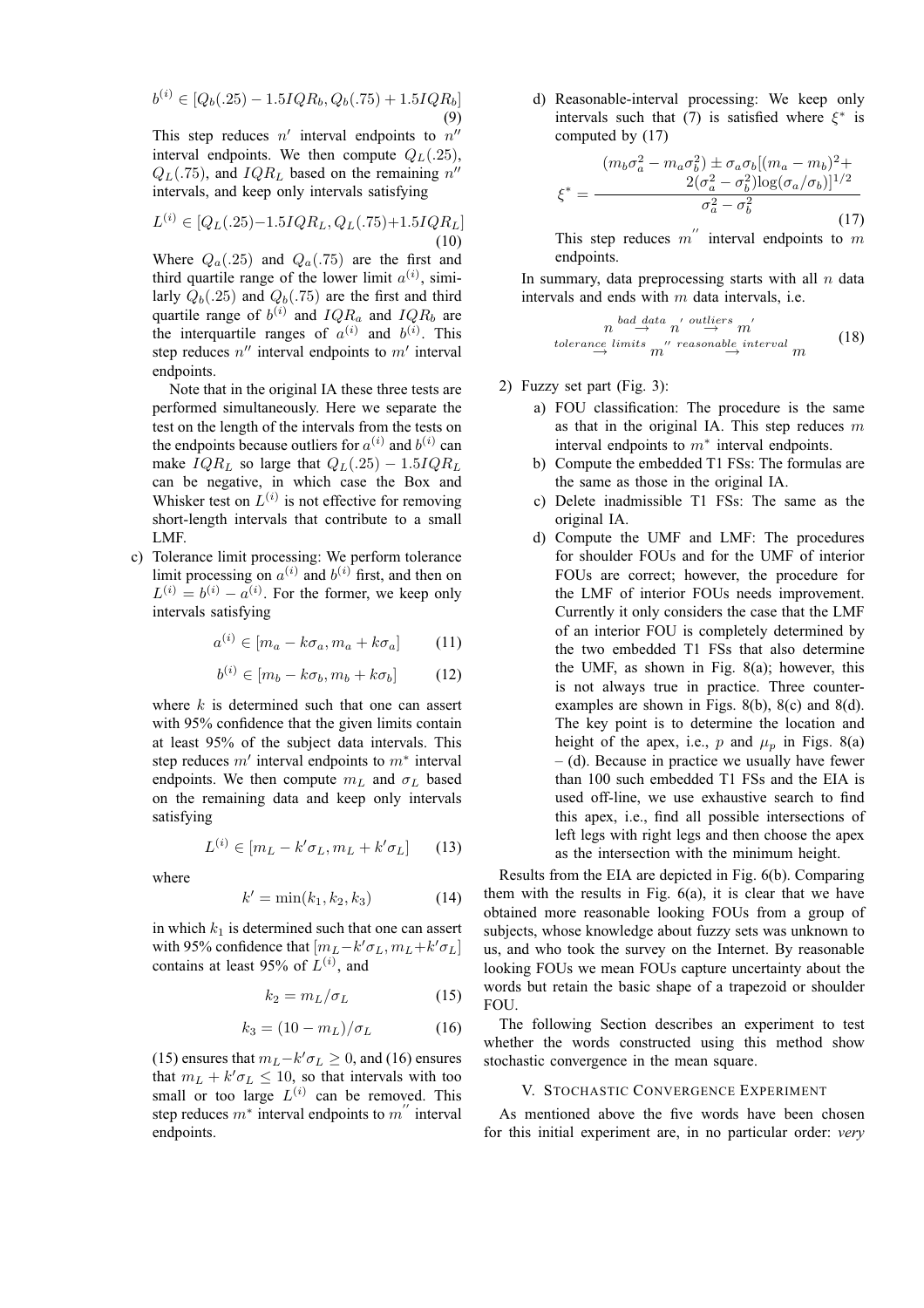$$b^{(i)} \in [Q_b(.25) - 1.5IQR_b, Q_b(.75) + 1.5IQR_b] \quad (9)$$

This step reduces $n'$ interval endpoints to $n''$ interval endpoints. We then compute $Q_L(.25)$, $Q_L(.75)$, and $IQR_L$ based on the remaining $n''$ intervals, and keep only intervals satisfying

$$L^{(i)} \in [Q_L(.25) - 1.5IQR_L, Q_L(.75) + 1.5IQR_L] \quad (10)$$

Where $Q_a(.25)$ and $Q_a(.75)$ are the first and third quartile range of the lower limit $a^{(i)}$, similarly $Q_b(.25)$ and $Q_b(.75)$ are the first and third quartile range of $b^{(i)}$ and $IQR_a$ and $IQR_b$ are the interquartile ranges of $a^{(i)}$ and $b^{(i)}$. This step reduces $n''$ interval endpoints to $m'$ interval endpoints.

Note that in the original IA these three tests are performed simultaneously. Here we separate the test on the length of the intervals from the tests on the endpoints because outliers for $a^{(i)}$ and $b^{(i)}$ can make $IQR_L$ so large that $Q_L(.25) - 1.5IQR_L$ can be negative, in which case the Box and Whisker test on $L^{(i)}$ is not effective for removing short-length intervals that contribute to a small LMF.

c) Tolerance limit processing: We perform tolerance limit processing on $a^{(i)}$ and $b^{(i)}$ first, and then on $L^{(i)} = b^{(i)} - a^{(i)}$. For the former, we keep only intervals satisfying

$$a^{(i)} \in [m_a - k\sigma_a, m_a + k\sigma_a] \quad (11)$$

$$b^{(i)} \in [m_b - k\sigma_b, m_b + k\sigma_b] \quad (12)$$

where $k$ is determined such that one can assert with 95% confidence that the given limits contain at least 95% of the subject data intervals. This step reduces $m'$ interval endpoints to $m^*$ interval endpoints. We then compute $m_L$ and $\sigma_L$ based on the remaining data and keep only intervals satisfying

$$L^{(i)} \in [m_L - k'\sigma_L, m_L + k'\sigma_L] \quad (13)$$

where

$$k' = \min(k_1, k_2, k_3) \quad (14)$$

in which $k_1$ is determined such that one can assert with 95% confidence that $[m_L - k'\sigma_L, m_L + k'\sigma_L]$ contains at least 95% of $L^{(i)}$, and

$$k_2 = m_L/\sigma_L \quad (15)$$

$$k_3 = (10 - m_L)/\sigma_L \quad (16)$$

(15) ensures that $m_L - k'\sigma_L \geq 0$, and (16) ensures that $m_L + k'\sigma_L \leq 10$, so that intervals with too small or too large $L^{(i)}$ can be removed. This step reduces $m^*$ interval endpoints to $m''$ interval endpoints.

d) Reasonable-interval processing: We keep only intervals such that (7) is satisfied where $\xi^*$ is computed by (17)

$$\xi^* = \frac{(m_b\sigma_a^2 - m_a\sigma_b^2) \pm \sigma_a\sigma_b[(m_a - m_b)^2 + 2(\sigma_a^2 - \sigma_b^2)\log(\sigma_a/\sigma_b)]^{1/2}}{\sigma_a^2 - \sigma_b^2} \quad (17)$$

This step reduces $m''$ interval endpoints to $m$ endpoints.

In summary, data preprocessing starts with all $n$ data intervals and ends with $m$ data intervals, i.e.

$$n \overset{bad\ data}{\rightarrow} n' \overset{outliers}{\rightarrow} m' \overset{tolerance\ limits}{\rightarrow} m'' \overset{reasonable\ interval}{\rightarrow} m \quad (18)$$

2) Fuzzy set part (Fig. 3):

a) FOU classification: The procedure is the same as that in the original IA. This step reduces $m$ interval endpoints to $m^*$ interval endpoints.

b) Compute the embedded T1 FSs: The formulas are the same as those in the original IA.

c) Delete inadmissible T1 FSs: The same as the original IA.

d) Compute the UMF and LMF: The procedures for shoulder FOUs and for the UMF of interior FOUs are correct; however, the procedure for the LMF of interior FOUs needs improvement. Currently it only considers the case that the LMF of an interior FOU is completely determined by the two embedded T1 FSs that also determine the UMF, as shown in Fig. 8(a); however, this is not always true in practice. Three counter-examples are shown in Figs. 8(b), 8(c) and 8(d). The key point is to determine the location and height of the apex, i.e., $p$ and $\mu_p$ in Figs. 8(a) – (d). Because in practice we usually have fewer than 100 such embedded T1 FSs and the EIA is used off-line, we use exhaustive search to find this apex, i.e., find all possible intersections of left legs with right legs and then choose the apex as the intersection with the minimum height.

Results from the EIA are depicted in Fig. 6(b). Comparing them with the results in Fig. 6(a), it is clear that we have obtained more reasonable looking FOUs from a group of subjects, whose knowledge about fuzzy sets was unknown to us, and who took the survey on the Internet. By reasonable looking FOUs we mean FOUs capture uncertainty about the words but retain the basic shape of a trapezoid or shoulder FOU.

The following Section describes an experiment to test whether the words constructed using this method show stochastic convergence in the mean square.

## V. Stochastic Convergence Experiment

As mentioned above the five words have been chosen for this initial experiment are, in no particular order: *very*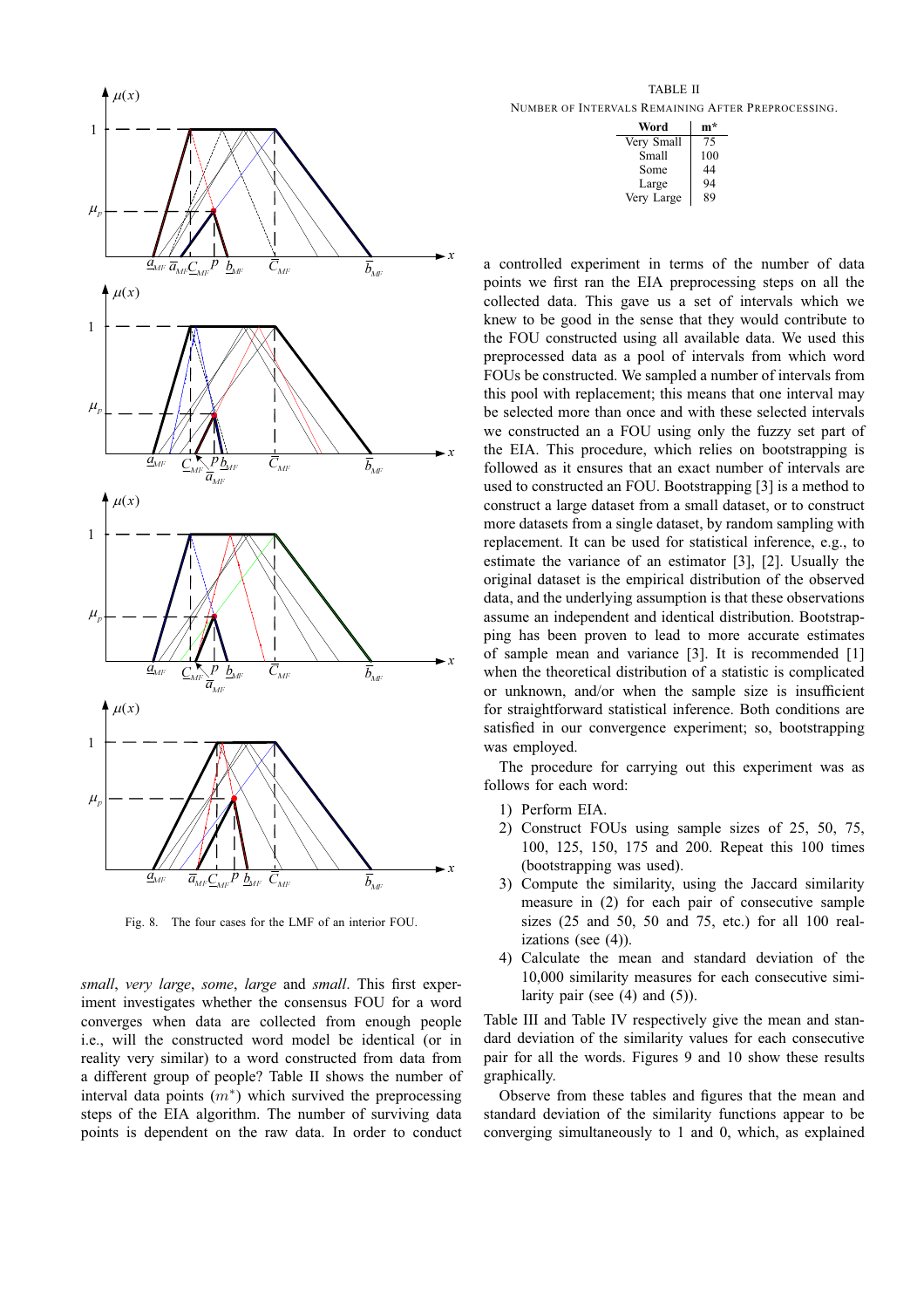Fig. 8. The four cases for the LMF of an interior FOU.

*small*, *very large*, *some*, *large* and *small*. This first experiment investigates whether the consensus FOU for a word converges when data are collected from enough people i.e., will the constructed word model be identical (or in reality very similar) to a word constructed from data from a different group of people? Table II shows the number of interval data points ($m^*$) which survived the preprocessing steps of the EIA algorithm. The number of surviving data points is dependent on the raw data. In order to conduct a controlled experiment in terms of the number of data points we first ran the EIA preprocessing steps on all the collected data. This gave us a set of intervals which we knew to be good in the sense that they would contribute to the FOU constructed using all available data. We used this preprocessed data as a pool of intervals from which word FOUs be constructed. We sampled a number of intervals from this pool with replacement; this means that one interval may be selected more than once and with these selected intervals we constructed an a FOU using only the fuzzy set part of the EIA. This procedure, which relies on bootstrapping is followed as it ensures that an exact number of intervals are used to constructed an FOU. Bootstrapping [3] is a method to construct a large dataset from a small dataset, or to construct more datasets from a single dataset, by random sampling with replacement. It can be used for statistical inference, e.g., to estimate the variance of an estimator [3], [2]. Usually the original dataset is the empirical distribution of the observed data, and the underlying assumption is that these observations assume an independent and identical distribution. Bootstrapping has been proven to lead to more accurate estimates of sample mean and variance [3]. It is recommended [1] when the theoretical distribution of a statistic is complicated or unknown, and/or when the sample size is insufficient for straightforward statistical inference. Both conditions are satisfied in our convergence experiment; so, bootstrapping was employed.

TABLE II
NUMBER OF INTERVALS REMAINING AFTER PREPROCESSING.

| Word | m* |
|---|---|
| Very Small | 75 |
| Small | 100 |
| Some | 44 |
| Large | 94 |
| Very Large | 89 |

The procedure for carrying out this experiment was as follows for each word:

1) Perform EIA.
2) Construct FOUs using sample sizes of 25, 50, 75, 100, 125, 150, 175 and 200. Repeat this 100 times (bootstrapping was used).
3) Compute the similarity, using the Jaccard similarity measure in (2) for each pair of consecutive sample sizes (25 and 50, 50 and 75, etc.) for all 100 realizations (see (4)).
4) Calculate the mean and standard deviation of the 10,000 similarity measures for each consecutive similarity pair (see (4) and (5)).

Table III and Table IV respectively give the mean and standard deviation of the similarity values for each consecutive pair for all the words. Figures 9 and 10 show these results graphically.

Observe from these tables and figures that the mean and standard deviation of the similarity functions appear to be converging simultaneously to 1 and 0, which, as explained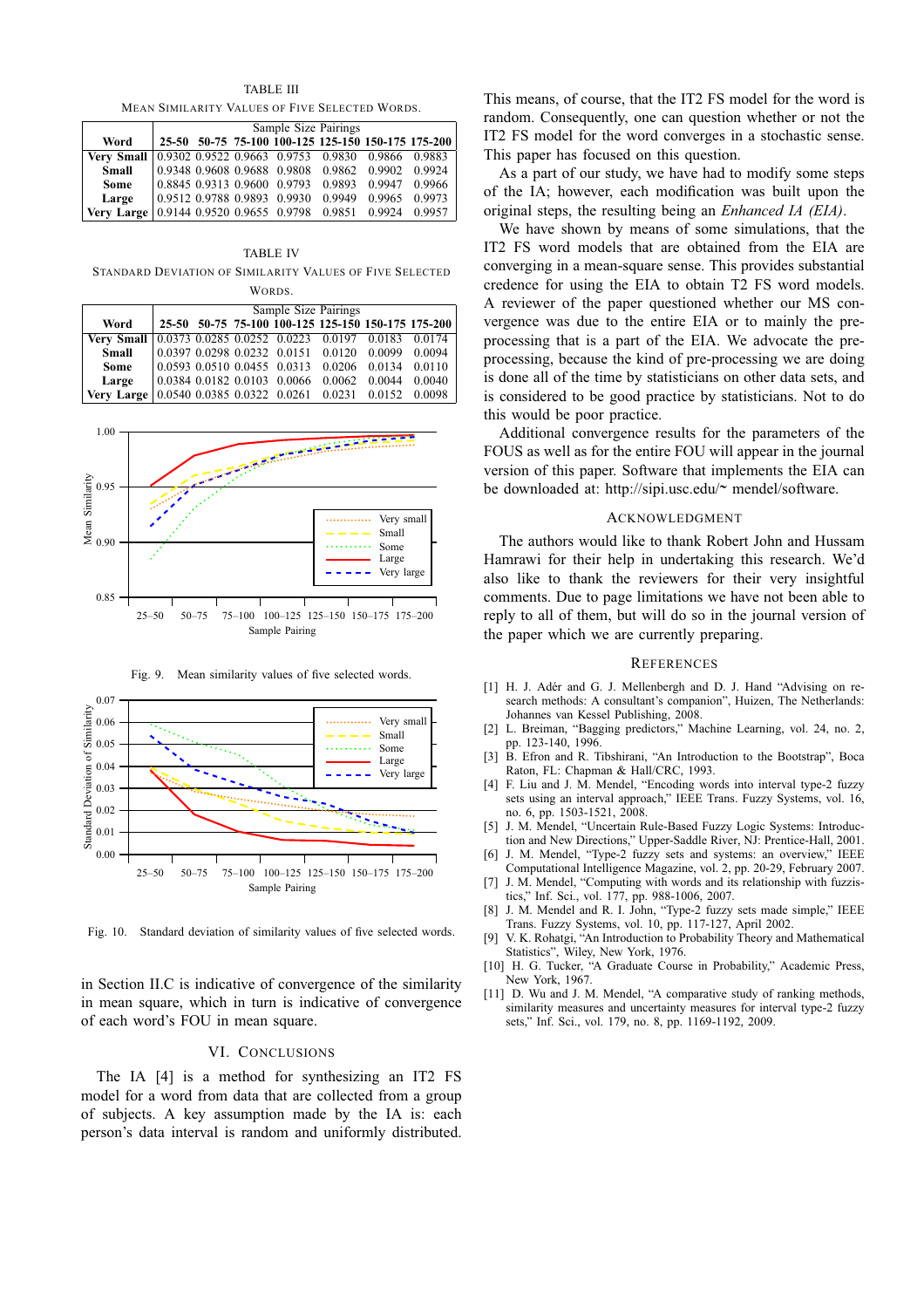TABLE III

MEAN SIMILARITY VALUES OF FIVE SELECTED WORDS.

| Word | Sample Size Pairings | | | | | | |
|---|---|---|---|---|---|---|---|
| | 25-50 | 50-75 | 75-100 | 100-125 | 125-150 | 150-175 | 175-200 |
| **Very Small** | 0.9302 | 0.9522 | 0.9663 | 0.9753 | 0.9830 | 0.9866 | 0.9883 |
| **Small** | 0.9348 | 0.9608 | 0.9688 | 0.9808 | 0.9862 | 0.9902 | 0.9924 |
| **Some** | 0.8845 | 0.9313 | 0.9600 | 0.9793 | 0.9893 | 0.9947 | 0.9966 |
| **Large** | 0.9512 | 0.9788 | 0.9893 | 0.9930 | 0.9949 | 0.9965 | 0.9973 |
| **Very Large** | 0.9144 | 0.9520 | 0.9655 | 0.9798 | 0.9851 | 0.9924 | 0.9957 |

TABLE IV

STANDARD DEVIATION OF SIMILARITY VALUES OF FIVE SELECTED WORDS.

| Word | Sample Size Pairings | | | | | | |
|---|---|---|---|---|---|---|---|
| | 25-50 | 50-75 | 75-100 | 100-125 | 125-150 | 150-175 | 175-200 |
| **Very Small** | 0.0373 | 0.0285 | 0.0252 | 0.0223 | 0.0197 | 0.0183 | 0.0174 |
| **Small** | 0.0397 | 0.0298 | 0.0232 | 0.0151 | 0.0120 | 0.0099 | 0.0094 |
| **Some** | 0.0593 | 0.0510 | 0.0455 | 0.0313 | 0.0206 | 0.0134 | 0.0110 |
| **Large** | 0.0384 | 0.0182 | 0.0103 | 0.0066 | 0.0062 | 0.0044 | 0.0040 |
| **Very Large** | 0.0540 | 0.0385 | 0.0322 | 0.0261 | 0.0231 | 0.0152 | 0.0098 |

Mean Similarity

1.00
0.95
0.90
0.85

25–50 50–75 75–100 100–125 125–150 150–175 175–200

Sample Pairing

Very small
Small
Some
Large
Very large

Fig. 9. Mean similarity values of five selected words.

Standard Deviation of Similarity

0.07
0.06
0.05
0.04
0.03
0.02
0.01
0.00

25–50 50–75 75–100 100–125 125–150 150–175 175–200

Sample Pairing

Very small
Small
Some
Large
Very large

Fig. 10. Standard deviation of similarity values of five selected words.

in Section II.C is indicative of convergence of the similarity in mean square, which in turn is indicative of convergence of each word's FOU in mean square.

## VI. CONCLUSIONS

The IA [4] is a method for synthesizing an IT2 FS model for a word from data that are collected from a group of subjects. A key assumption made by the IA is: each person's data interval is random and uniformly distributed. This means, of course, that the IT2 FS model for the word is random. Consequently, one can question whether or not the IT2 FS model for the word converges in a stochastic sense. This paper has focused on this question.

As a part of our study, we have had to modify some steps of the IA; however, each modification was built upon the original steps, the resulting being an *Enhanced IA (EIA)*.

We have shown by means of some simulations, that the IT2 FS word models that are obtained from the EIA are converging in a mean-square sense. This provides substantial credence for using the EIA to obtain T2 FS word models. A reviewer of the paper questioned whether our MS convergence was due to the entire EIA or to mainly the pre-processing that is a part of the EIA. We advocate the pre-processing, because the kind of pre-processing we are doing is done all of the time by statisticians on other data sets, and is considered to be good practice by statisticians. Not to do this would be poor practice.

Additional convergence results for the parameters of the FOUS as well as for the entire FOU will appear in the journal version of this paper. Software that implements the EIA can be downloaded at: http://sipi.usc.edu/~ mendel/software.

## ACKNOWLEDGMENT

The authors would like to thank Robert John and Hussam Hamrawi for their help in undertaking this research. We'd also like to thank the reviewers for their very insightful comments. Due to page limitations we have not been able to reply to all of them, but will do so in the journal version of the paper which we are currently preparing.

## REFERENCES

[1] H. J. Adèr and G. J. Mellenbergh and D. J. Hand "Advising on research methods: A consultant's companion", Huizen, The Netherlands: Johannes van Kessel Publishing, 2008.

[2] L. Breiman, "Bagging predictors," Machine Learning, vol. 24, no. 2, pp. 123-140, 1996.

[3] B. Efron and R. Tibshirani, "An Introduction to the Bootstrap", Boca Raton, FL: Chapman & Hall/CRC, 1993.

[4] F. Liu and J. M. Mendel, "Encoding words into interval type-2 fuzzy sets using an interval approach," IEEE Trans. Fuzzy Systems, vol. 16, no. 6, pp. 1503-1521, 2008.

[5] J. M. Mendel, "Uncertain Rule-Based Fuzzy Logic Systems: Introduction and New Directions," Upper-Saddle River, NJ: Prentice-Hall, 2001.

[6] J. M. Mendel, "Type-2 fuzzy sets and systems: an overview," IEEE Computational Intelligence Magazine, vol. 2, pp. 20-29, February 2007.

[7] J. M. Mendel, "Computing with words and its relationship with fuzzistics," Inf. Sci., vol. 177, pp. 988-1006, 2007.

[8] J. M. Mendel and R. I. John, "Type-2 fuzzy sets made simple," IEEE Trans. Fuzzy Systems, vol. 10, pp. 117-127, April 2002.

[9] V. K. Rohatgi, "An Introduction to Probability Theory and Mathematical Statistics", Wiley, New York, 1976.

[10] H. G. Tucker, "A Graduate Course in Probability," Academic Press, New York, 1967.

[11] D. Wu and J. M. Mendel, "A comparative study of ranking methods, similarity measures and uncertainty measures for interval type-2 fuzzy sets," Inf. Sci., vol. 179, no. 8, pp. 1169-1192, 2009.